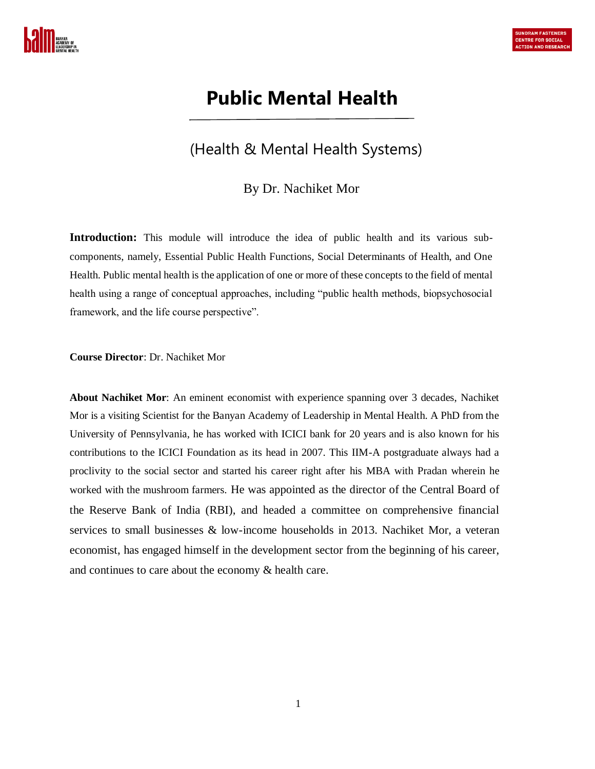# Public Mental Health

## (Health & Mental Health Systems)

By Dr. Nachiket Mor

**Introduction:** This module will introduce the idea of public health and its various sub-components, namely, Essential Public Health Functions, Social Determinants of Health, and One Health. Public mental health is the application of one or more of these concepts to the field of mental health using a range of conceptual approaches, including "public health methods, biopsychosocial framework, and the life course perspective".

**Course Director**: Dr. Nachiket Mor

**About Nachiket Mor**: An eminent economist with experience spanning over 3 decades, Nachiket Mor is a visiting Scientist for the Banyan Academy of Leadership in Mental Health. A PhD from the University of Pennsylvania, he has worked with ICICI bank for 20 years and is also known for his contributions to the ICICI Foundation as its head in 2007. This IIM-A postgraduate always had a proclivity to the social sector and started his career right after his MBA with Pradan wherein he worked with the mushroom farmers. He was appointed as the director of the Central Board of the Reserve Bank of India (RBI), and headed a committee on comprehensive financial services to small businesses & low-income households in 2013. Nachiket Mor, a veteran economist, has engaged himself in the development sector from the beginning of his career, and continues to care about the economy & health care.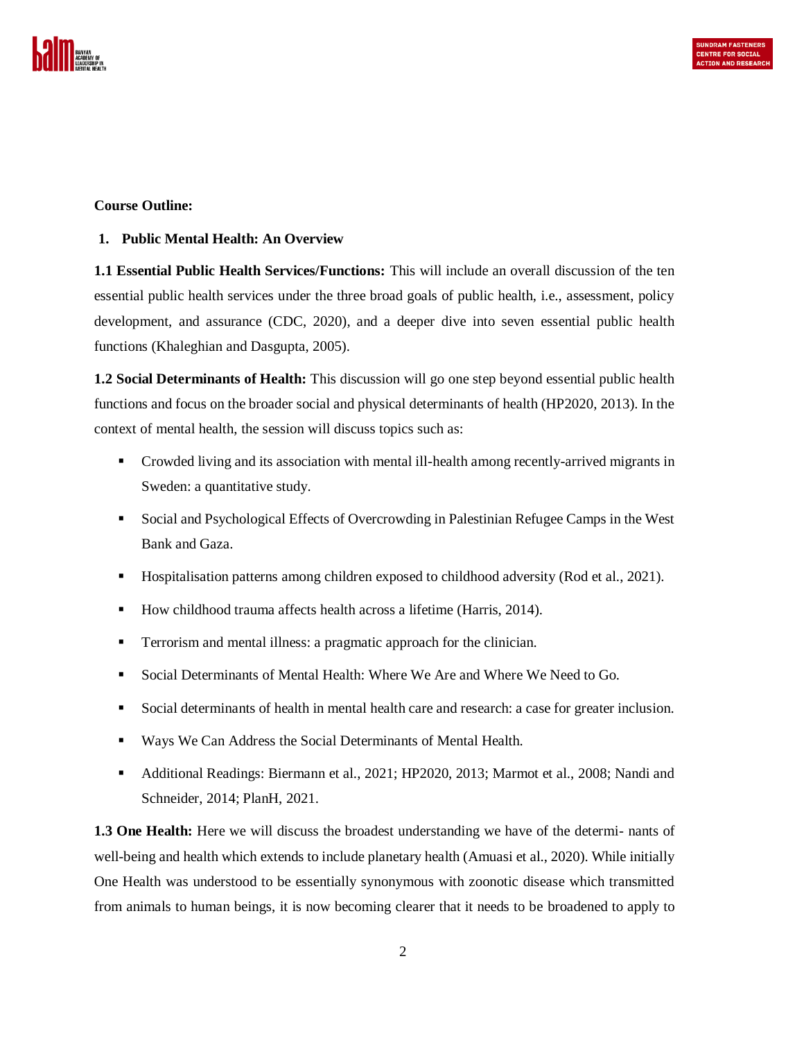**Course Outline:**

1. **Public Mental Health: An Overview**

**1.1 Essential Public Health Services/Functions:** This will include an overall discussion of the ten essential public health services under the three broad goals of public health, i.e., assessment, policy development, and assurance (CDC, 2020), and a deeper dive into seven essential public health functions (Khaleghian and Dasgupta, 2005).

**1.2 Social Determinants of Health:** This discussion will go one step beyond essential public health functions and focus on the broader social and physical determinants of health (HP2020, 2013). In the context of mental health, the session will discuss topics such as:

- Crowded living and its association with mental ill-health among recently-arrived migrants in Sweden: a quantitative study.
- Social and Psychological Effects of Overcrowding in Palestinian Refugee Camps in the West Bank and Gaza.
- Hospitalisation patterns among children exposed to childhood adversity (Rod et al., 2021).
- How childhood trauma affects health across a lifetime (Harris, 2014).
- Terrorism and mental illness: a pragmatic approach for the clinician.
- Social Determinants of Mental Health: Where We Are and Where We Need to Go.
- Social determinants of health in mental health care and research: a case for greater inclusion.
- Ways We Can Address the Social Determinants of Mental Health.
- Additional Readings: Biermann et al., 2021; HP2020, 2013; Marmot et al., 2008; Nandi and Schneider, 2014; PlanH, 2021.

**1.3 One Health:** Here we will discuss the broadest understanding we have of the determi- nants of well-being and health which extends to include planetary health (Amuasi et al., 2020). While initially One Health was understood to be essentially synonymous with zoonotic disease which transmitted from animals to human beings, it is now becoming clearer that it needs to be broadened to apply to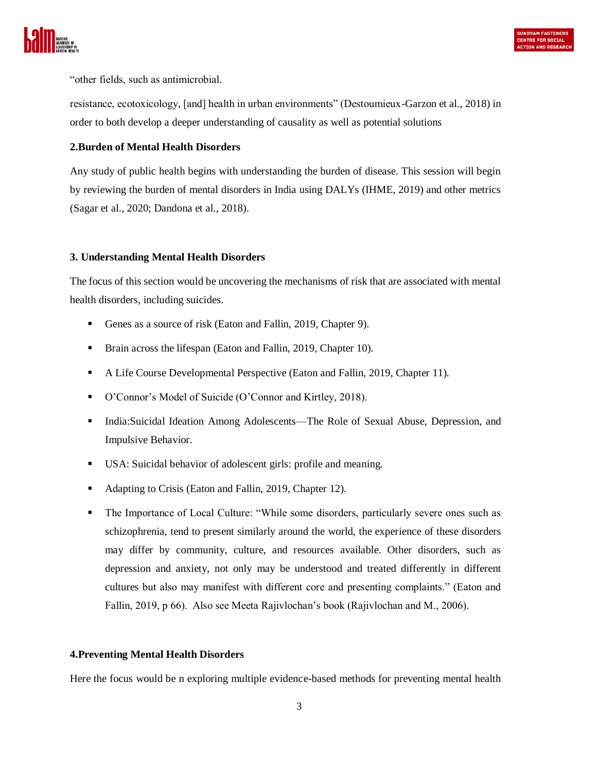"other fields, such as antimicrobial.

resistance, ecotoxicology, [and] health in urban environments" (Destoumieux-Garzon et al., 2018) in order to both develop a deeper understanding of causality as well as potential solutions

**2.Burden of Mental Health Disorders**

Any study of public health begins with understanding the burden of disease. This session will begin by reviewing the burden of mental disorders in India using DALYs (IHME, 2019) and other metrics (Sagar et al., 2020; Dandona et al., 2018).

**3. Understanding Mental Health Disorders**

The focus of this section would be uncovering the mechanisms of risk that are associated with mental health disorders, including suicides.

- Genes as a source of risk (Eaton and Fallin, 2019, Chapter 9).
- Brain across the lifespan (Eaton and Fallin, 2019, Chapter 10).
- A Life Course Developmental Perspective (Eaton and Fallin, 2019, Chapter 11).
- O'Connor's Model of Suicide (O'Connor and Kirtley, 2018).
- India:Suicidal Ideation Among Adolescents—The Role of Sexual Abuse, Depression, and Impulsive Behavior.
- USA: Suicidal behavior of adolescent girls: profile and meaning.
- Adapting to Crisis (Eaton and Fallin, 2019, Chapter 12).
- The Importance of Local Culture: "While some disorders, particularly severe ones such as schizophrenia, tend to present similarly around the world, the experience of these disorders may differ by community, culture, and resources available. Other disorders, such as depression and anxiety, not only may be understood and treated differently in different cultures but also may manifest with different core and presenting complaints." (Eaton and Fallin, 2019, p 66). Also see Meeta Rajivlochan's book (Rajivlochan and M., 2006).

**4.Preventing Mental Health Disorders**

Here the focus would be n exploring multiple evidence-based methods for preventing mental health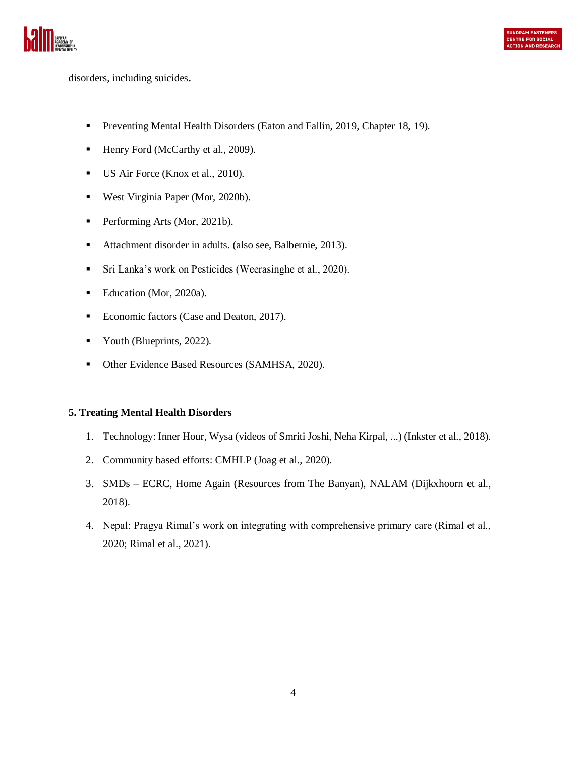disorders, including suicides**.**

- Preventing Mental Health Disorders (Eaton and Fallin, 2019, Chapter 18, 19).
- Henry Ford (McCarthy et al., 2009).
- US Air Force (Knox et al., 2010).
- West Virginia Paper (Mor, 2020b).
- Performing Arts (Mor, 2021b).
- Attachment disorder in adults. (also see, Balbernie, 2013).
- Sri Lanka's work on Pesticides (Weerasinghe et al., 2020).
- Education (Mor, 2020a).
- Economic factors (Case and Deaton, 2017).
- Youth (Blueprints, 2022).
- Other Evidence Based Resources (SAMHSA, 2020).

**5. Treating Mental Health Disorders**

1. Technology: Inner Hour, Wysa (videos of Smriti Joshi, Neha Kirpal, ...) (Inkster et al., 2018).
2. Community based efforts: CMHLP (Joag et al., 2020).
3. SMDs – ECRC, Home Again (Resources from The Banyan), NALAM (Dijkxhoorn et al., 2018).
4. Nepal: Pragya Rimal's work on integrating with comprehensive primary care (Rimal et al., 2020; Rimal et al., 2021).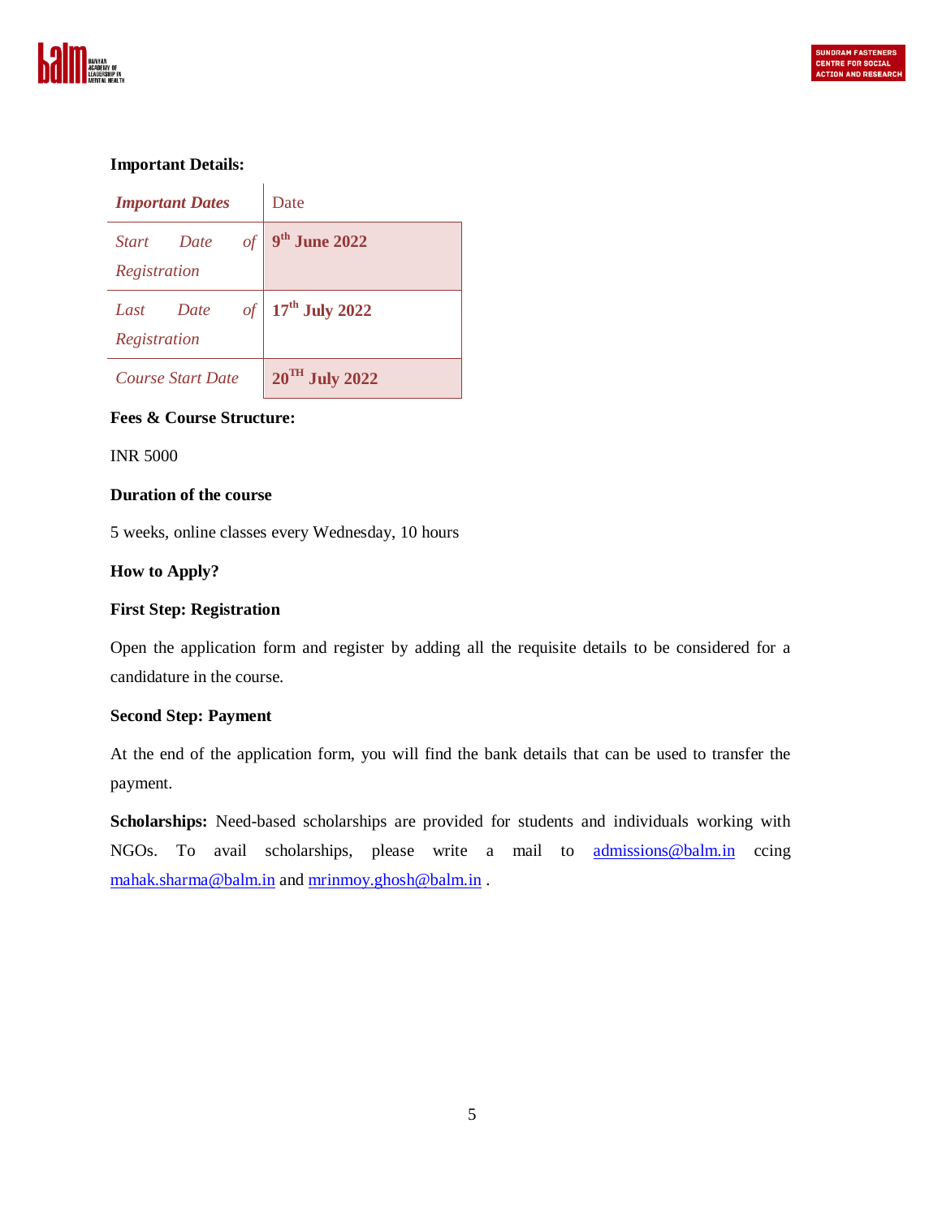**Important Details:**

| *Important Dates* | Date |
| --- | --- |
| *Start Date of Registration* | **9th June 2022** |
| *Last Date of Registration* | **17th July 2022** |
| *Course Start Date* | **20TH July 2022** |

**Fees & Course Structure:**

INR 5000

**Duration of the course**

5 weeks, online classes every Wednesday, 10 hours

**How to Apply?**

**First Step: Registration**

Open the application form and register by adding all the requisite details to be considered for a candidature in the course.

**Second Step: Payment**

At the end of the application form, you will find the bank details that can be used to transfer the payment.

**Scholarships:** Need-based scholarships are provided for students and individuals working with NGOs. To avail scholarships, please write a mail to admissions@balm.in ccing mahak.sharma@balm.in and mrinmoy.ghosh@balm.in .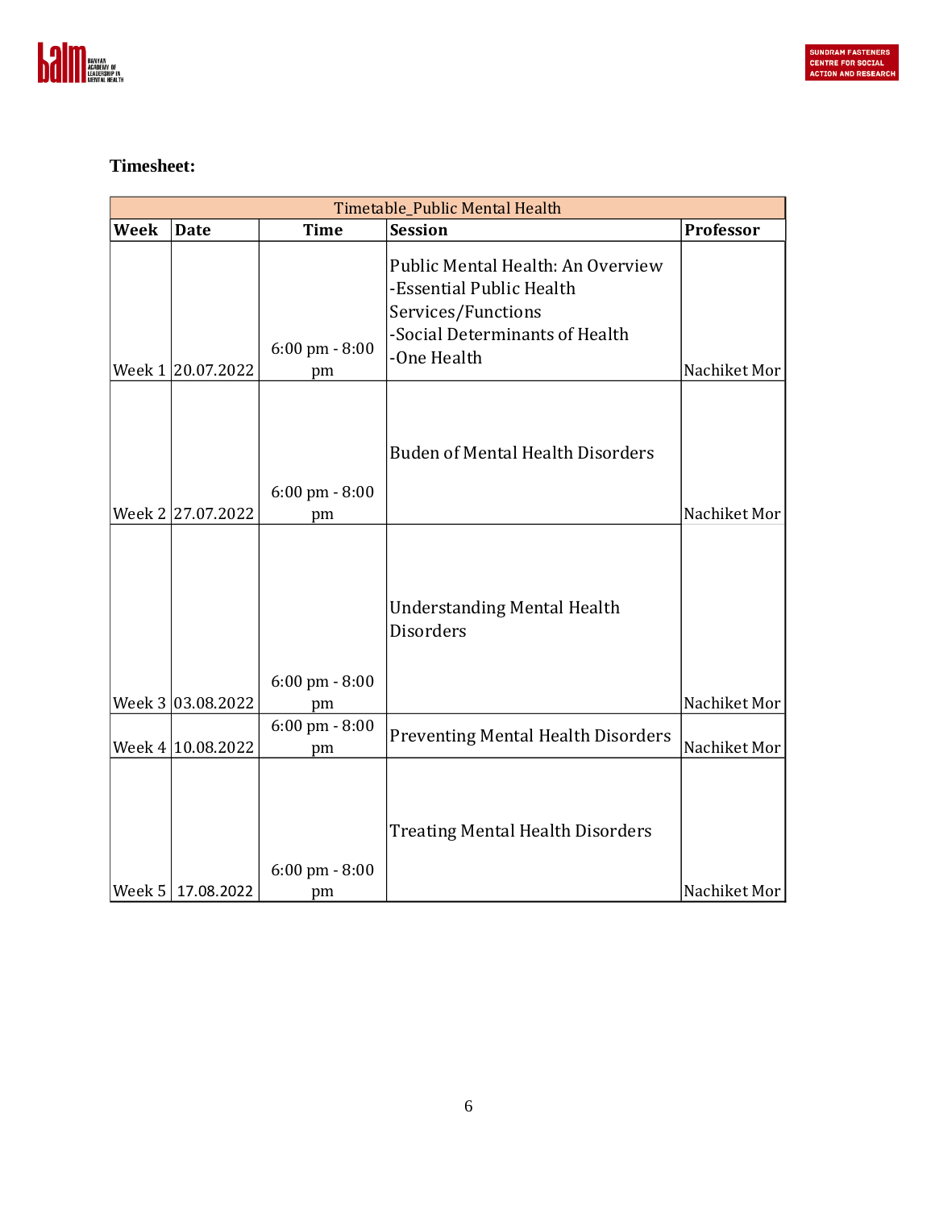**Timesheet:**

| Timetable_Public Mental Health | | | | |
|---|---|---|---|---|
| **Week** | **Date** | **Time** | **Session** | **Professor** |
| Week 1 | 20.07.2022 | 6:00 pm - 8:00 pm | Public Mental Health: An Overview<br>-Essential Public Health Services/Functions<br>-Social Determinants of Health<br>-One Health | Nachiket Mor |
| Week 2 | 27.07.2022 | 6:00 pm - 8:00 pm | Buden of Mental Health Disorders | Nachiket Mor |
| Week 3 | 03.08.2022 | 6:00 pm - 8:00 pm | Understanding Mental Health Disorders | Nachiket Mor |
| Week 4 | 10.08.2022 | 6:00 pm - 8:00 pm | Preventing Mental Health Disorders | Nachiket Mor |
| Week 5 | 17.08.2022 | 6:00 pm - 8:00 pm | Treating Mental Health Disorders | Nachiket Mor |